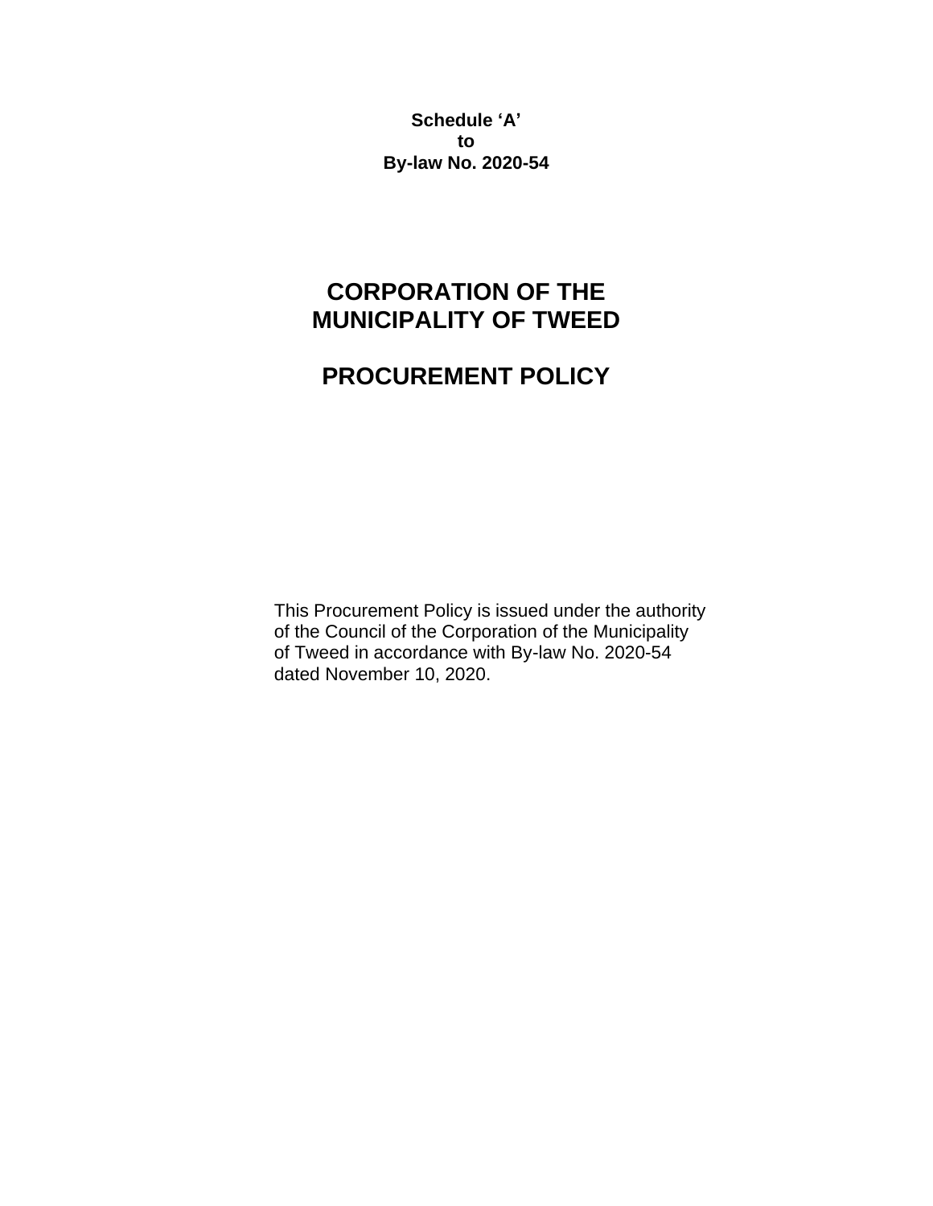**Schedule 'A'**
**to**
**By-law No. 2020-54**

# CORPORATION OF THE MUNICIPALITY OF TWEED

# PROCUREMENT POLICY

This Procurement Policy is issued under the authority of the Council of the Corporation of the Municipality of Tweed in accordance with By-law No. 2020-54 dated November 10, 2020.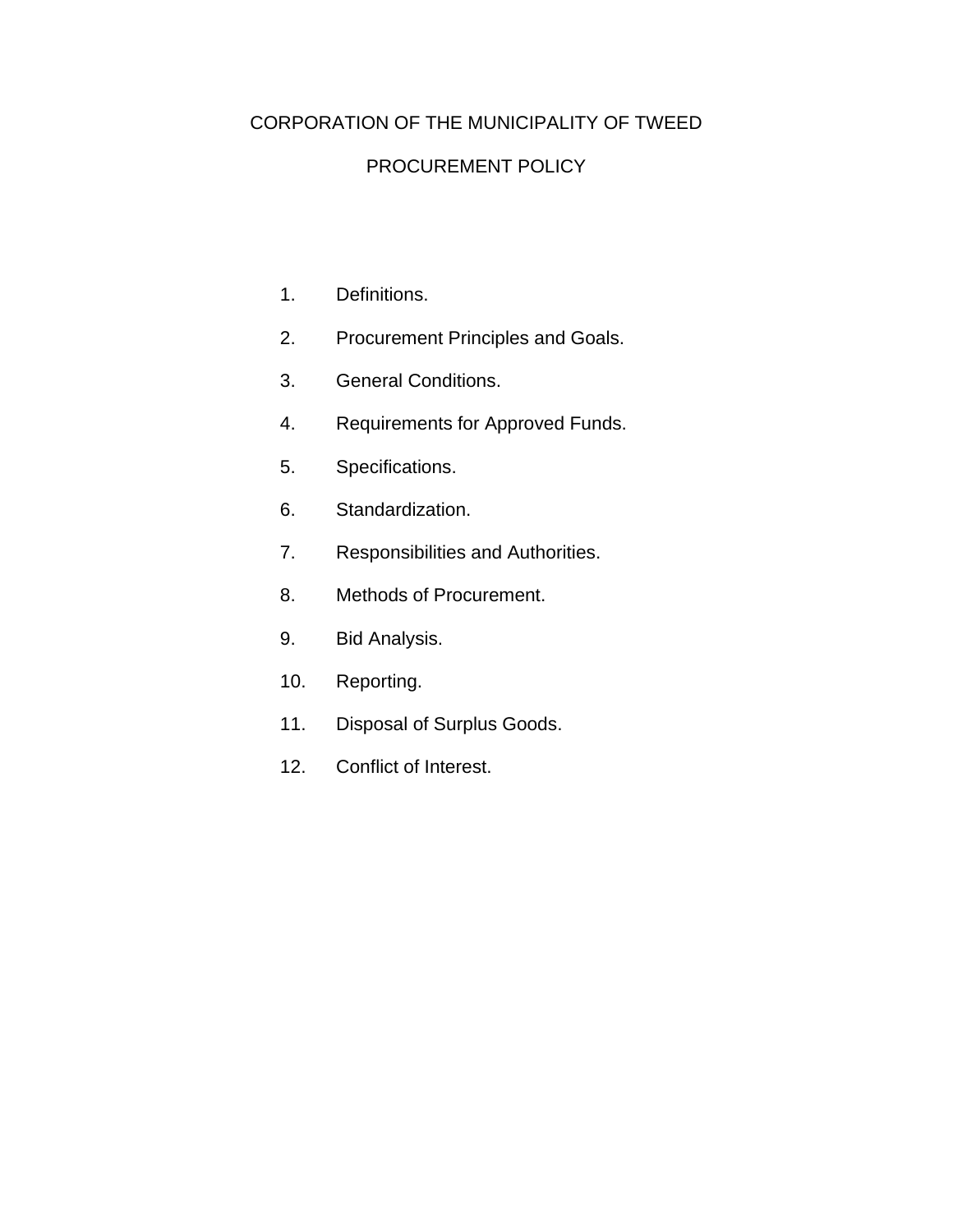# CORPORATION OF THE MUNICIPALITY OF TWEED

## PROCUREMENT POLICY

1. Definitions.
2. Procurement Principles and Goals.
3. General Conditions.
4. Requirements for Approved Funds.
5. Specifications.
6. Standardization.
7. Responsibilities and Authorities.
8. Methods of Procurement.
9. Bid Analysis.
10. Reporting.
11. Disposal of Surplus Goods.
12. Conflict of Interest.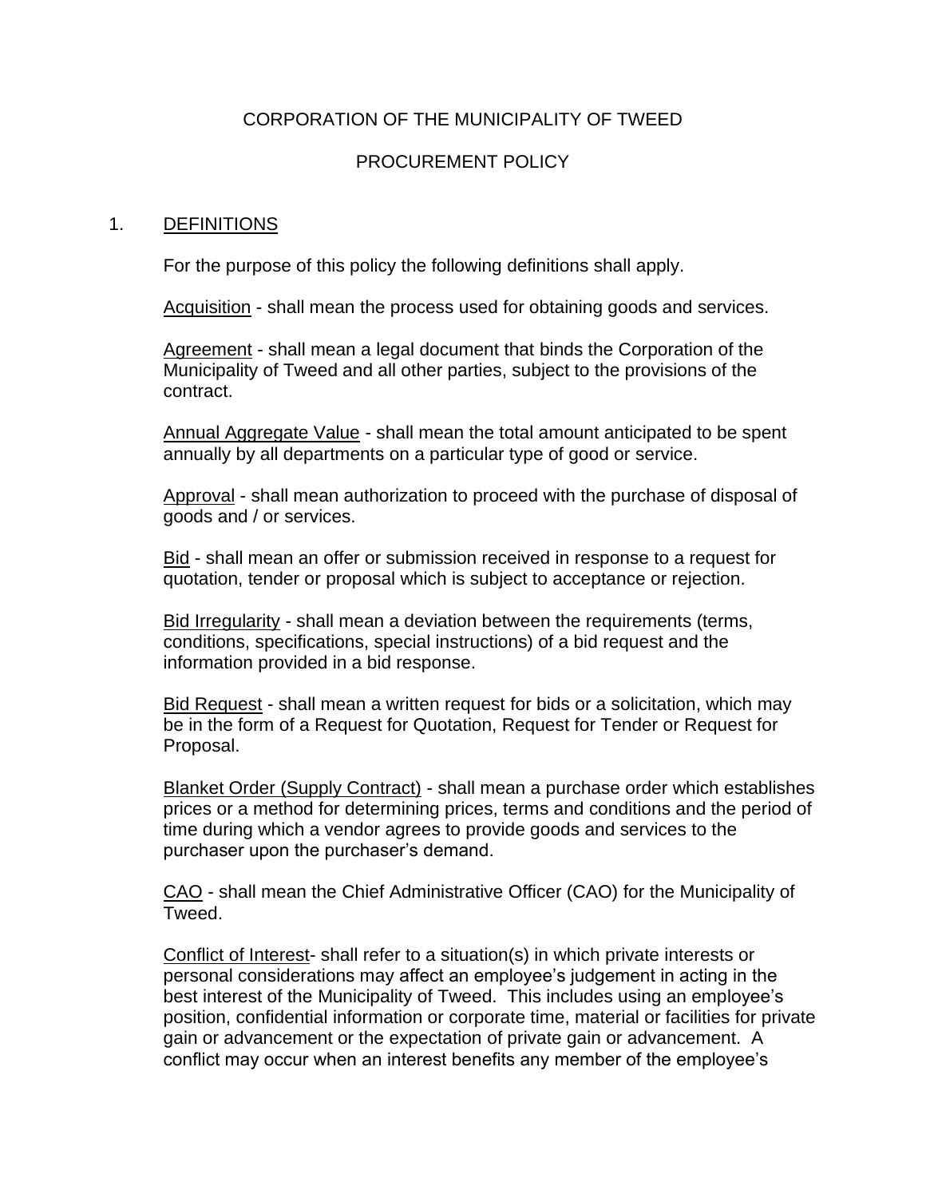CORPORATION OF THE MUNICIPALITY OF TWEED

PROCUREMENT POLICY

## 1. DEFINITIONS

For the purpose of this policy the following definitions shall apply.

Acquisition - shall mean the process used for obtaining goods and services.

Agreement - shall mean a legal document that binds the Corporation of the Municipality of Tweed and all other parties, subject to the provisions of the contract.

Annual Aggregate Value - shall mean the total amount anticipated to be spent annually by all departments on a particular type of good or service.

Approval - shall mean authorization to proceed with the purchase of disposal of goods and / or services.

Bid - shall mean an offer or submission received in response to a request for quotation, tender or proposal which is subject to acceptance or rejection.

Bid Irregularity - shall mean a deviation between the requirements (terms, conditions, specifications, special instructions) of a bid request and the information provided in a bid response.

Bid Request - shall mean a written request for bids or a solicitation, which may be in the form of a Request for Quotation, Request for Tender or Request for Proposal.

Blanket Order (Supply Contract) - shall mean a purchase order which establishes prices or a method for determining prices, terms and conditions and the period of time during which a vendor agrees to provide goods and services to the purchaser upon the purchaser's demand.

CAO - shall mean the Chief Administrative Officer (CAO) for the Municipality of Tweed.

Conflict of Interest- shall refer to a situation(s) in which private interests or personal considerations may affect an employee's judgement in acting in the best interest of the Municipality of Tweed. This includes using an employee's position, confidential information or corporate time, material or facilities for private gain or advancement or the expectation of private gain or advancement. A conflict may occur when an interest benefits any member of the employee's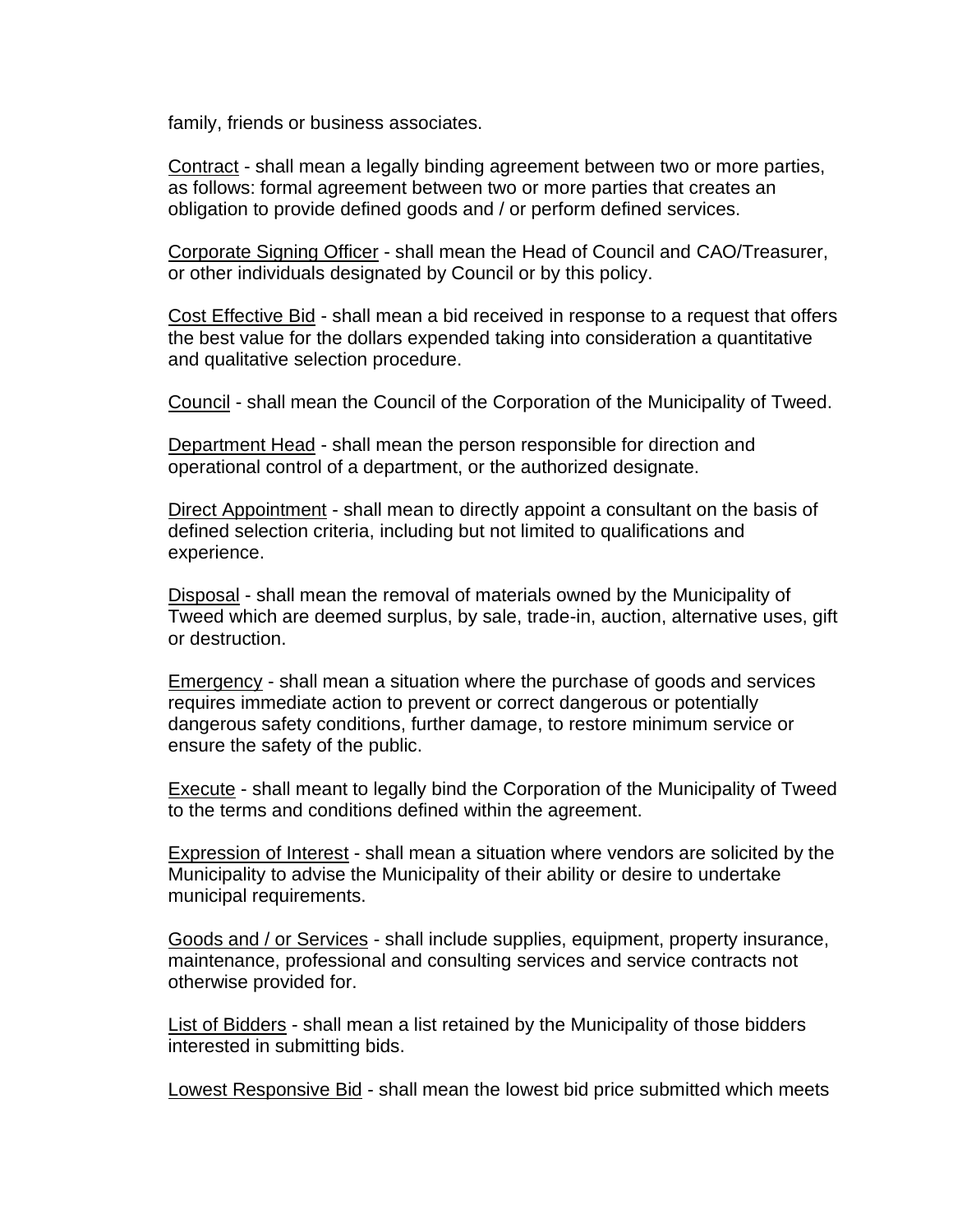family, friends or business associates.

Contract - shall mean a legally binding agreement between two or more parties, as follows: formal agreement between two or more parties that creates an obligation to provide defined goods and / or perform defined services.

Corporate Signing Officer - shall mean the Head of Council and CAO/Treasurer, or other individuals designated by Council or by this policy.

Cost Effective Bid - shall mean a bid received in response to a request that offers the best value for the dollars expended taking into consideration a quantitative and qualitative selection procedure.

Council - shall mean the Council of the Corporation of the Municipality of Tweed.

Department Head - shall mean the person responsible for direction and operational control of a department, or the authorized designate.

Direct Appointment - shall mean to directly appoint a consultant on the basis of defined selection criteria, including but not limited to qualifications and experience.

Disposal - shall mean the removal of materials owned by the Municipality of Tweed which are deemed surplus, by sale, trade-in, auction, alternative uses, gift or destruction.

Emergency - shall mean a situation where the purchase of goods and services requires immediate action to prevent or correct dangerous or potentially dangerous safety conditions, further damage, to restore minimum service or ensure the safety of the public.

Execute - shall meant to legally bind the Corporation of the Municipality of Tweed to the terms and conditions defined within the agreement.

Expression of Interest - shall mean a situation where vendors are solicited by the Municipality to advise the Municipality of their ability or desire to undertake municipal requirements.

Goods and / or Services - shall include supplies, equipment, property insurance, maintenance, professional and consulting services and service contracts not otherwise provided for.

List of Bidders - shall mean a list retained by the Municipality of those bidders interested in submitting bids.

Lowest Responsive Bid - shall mean the lowest bid price submitted which meets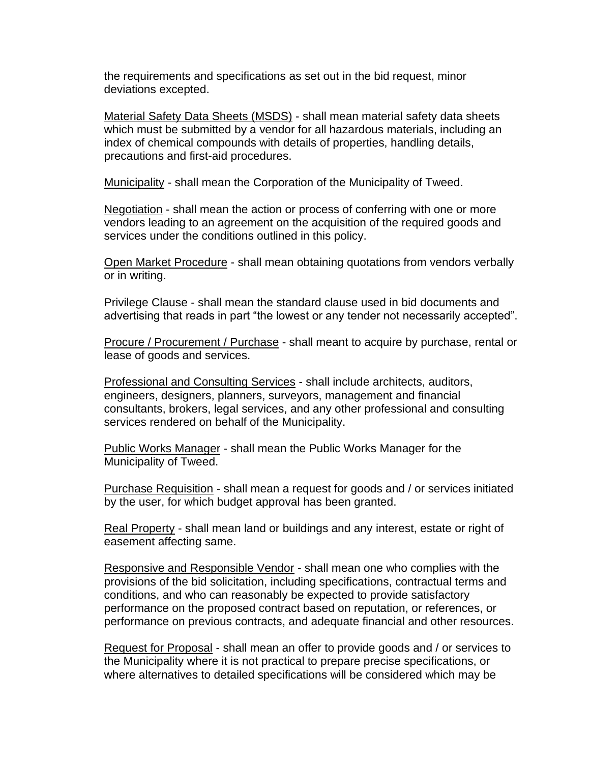the requirements and specifications as set out in the bid request, minor deviations excepted.

<u>Material Safety Data Sheets (MSDS)</u> - shall mean material safety data sheets which must be submitted by a vendor for all hazardous materials, including an index of chemical compounds with details of properties, handling details, precautions and first-aid procedures.

<u>Municipality</u> - shall mean the Corporation of the Municipality of Tweed.

<u>Negotiation</u> - shall mean the action or process of conferring with one or more vendors leading to an agreement on the acquisition of the required goods and services under the conditions outlined in this policy.

<u>Open Market Procedure</u> - shall mean obtaining quotations from vendors verbally or in writing.

<u>Privilege Clause</u> - shall mean the standard clause used in bid documents and advertising that reads in part "the lowest or any tender not necessarily accepted".

<u>Procure / Procurement / Purchase</u> - shall meant to acquire by purchase, rental or lease of goods and services.

<u>Professional and Consulting Services</u> - shall include architects, auditors, engineers, designers, planners, surveyors, management and financial consultants, brokers, legal services, and any other professional and consulting services rendered on behalf of the Municipality.

<u>Public Works Manager</u> - shall mean the Public Works Manager for the Municipality of Tweed.

<u>Purchase Requisition</u> - shall mean a request for goods and / or services initiated by the user, for which budget approval has been granted.

<u>Real Property</u> - shall mean land or buildings and any interest, estate or right of easement affecting same.

<u>Responsive and Responsible Vendor</u> - shall mean one who complies with the provisions of the bid solicitation, including specifications, contractual terms and conditions, and who can reasonably be expected to provide satisfactory performance on the proposed contract based on reputation, or references, or performance on previous contracts, and adequate financial and other resources.

<u>Request for Proposal</u> - shall mean an offer to provide goods and / or services to the Municipality where it is not practical to prepare precise specifications, or where alternatives to detailed specifications will be considered which may be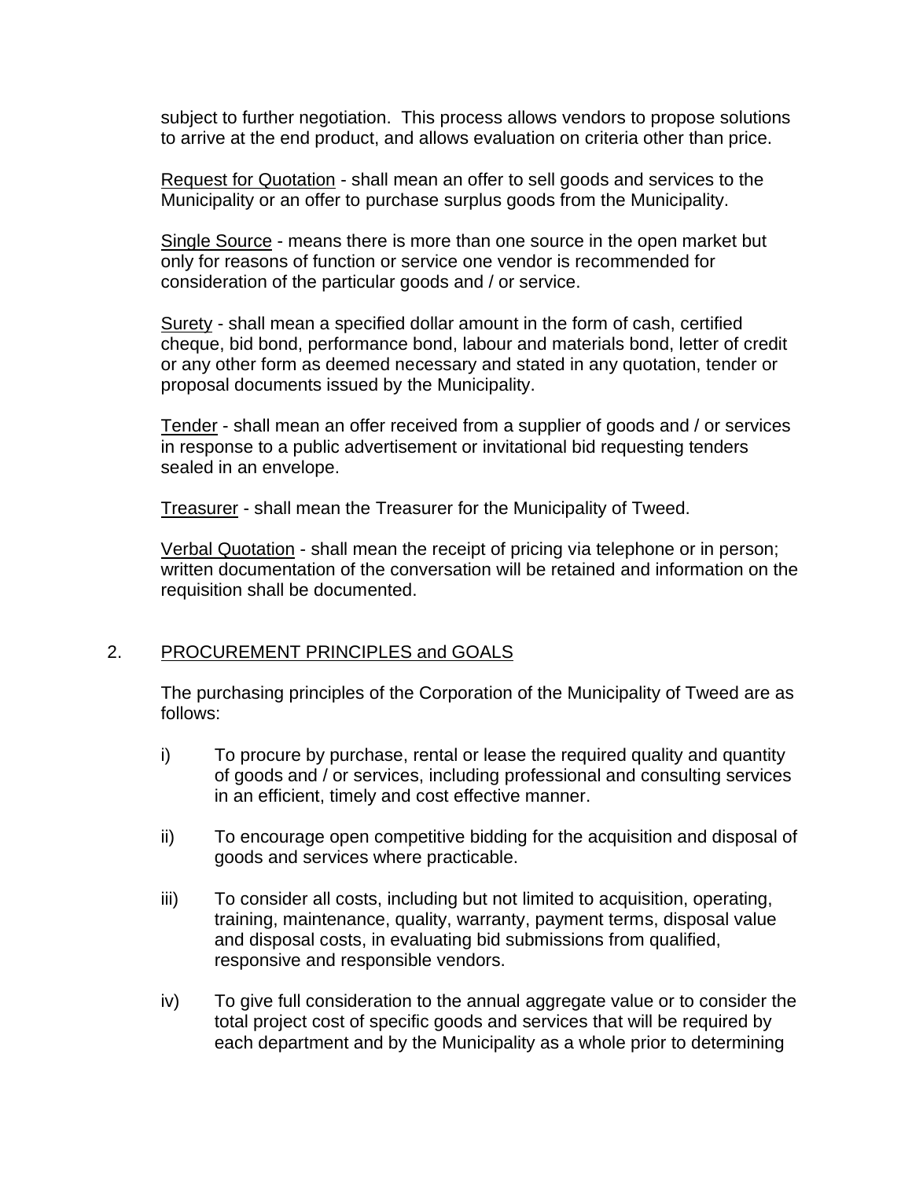subject to further negotiation. This process allows vendors to propose solutions to arrive at the end product, and allows evaluation on criteria other than price.

Request for Quotation - shall mean an offer to sell goods and services to the Municipality or an offer to purchase surplus goods from the Municipality.

Single Source - means there is more than one source in the open market but only for reasons of function or service one vendor is recommended for consideration of the particular goods and / or service.

Surety - shall mean a specified dollar amount in the form of cash, certified cheque, bid bond, performance bond, labour and materials bond, letter of credit or any other form as deemed necessary and stated in any quotation, tender or proposal documents issued by the Municipality.

Tender - shall mean an offer received from a supplier of goods and / or services in response to a public advertisement or invitational bid requesting tenders sealed in an envelope.

Treasurer - shall mean the Treasurer for the Municipality of Tweed.

Verbal Quotation - shall mean the receipt of pricing via telephone or in person; written documentation of the conversation will be retained and information on the requisition shall be documented.

## 2. PROCUREMENT PRINCIPLES and GOALS

The purchasing principles of the Corporation of the Municipality of Tweed are as follows:

i) To procure by purchase, rental or lease the required quality and quantity of goods and / or services, including professional and consulting services in an efficient, timely and cost effective manner.

ii) To encourage open competitive bidding for the acquisition and disposal of goods and services where practicable.

iii) To consider all costs, including but not limited to acquisition, operating, training, maintenance, quality, warranty, payment terms, disposal value and disposal costs, in evaluating bid submissions from qualified, responsive and responsible vendors.

iv) To give full consideration to the annual aggregate value or to consider the total project cost of specific goods and services that will be required by each department and by the Municipality as a whole prior to determining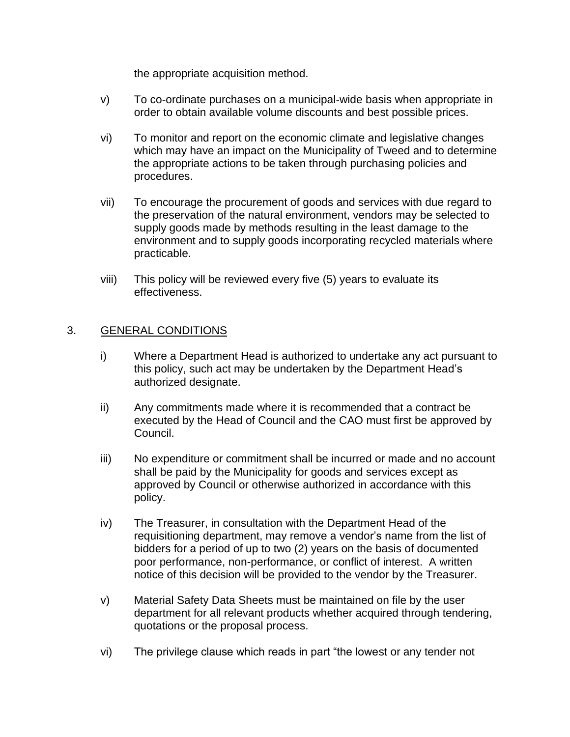the appropriate acquisition method.

v) To co-ordinate purchases on a municipal-wide basis when appropriate in order to obtain available volume discounts and best possible prices.

vi) To monitor and report on the economic climate and legislative changes which may have an impact on the Municipality of Tweed and to determine the appropriate actions to be taken through purchasing policies and procedures.

vii) To encourage the procurement of goods and services with due regard to the preservation of the natural environment, vendors may be selected to supply goods made by methods resulting in the least damage to the environment and to supply goods incorporating recycled materials where practicable.

viii) This policy will be reviewed every five (5) years to evaluate its effectiveness.

## 3. GENERAL CONDITIONS

i) Where a Department Head is authorized to undertake any act pursuant to this policy, such act may be undertaken by the Department Head's authorized designate.

ii) Any commitments made where it is recommended that a contract be executed by the Head of Council and the CAO must first be approved by Council.

iii) No expenditure or commitment shall be incurred or made and no account shall be paid by the Municipality for goods and services except as approved by Council or otherwise authorized in accordance with this policy.

iv) The Treasurer, in consultation with the Department Head of the requisitioning department, may remove a vendor's name from the list of bidders for a period of up to two (2) years on the basis of documented poor performance, non-performance, or conflict of interest. A written notice of this decision will be provided to the vendor by the Treasurer.

v) Material Safety Data Sheets must be maintained on file by the user department for all relevant products whether acquired through tendering, quotations or the proposal process.

vi) The privilege clause which reads in part "the lowest or any tender not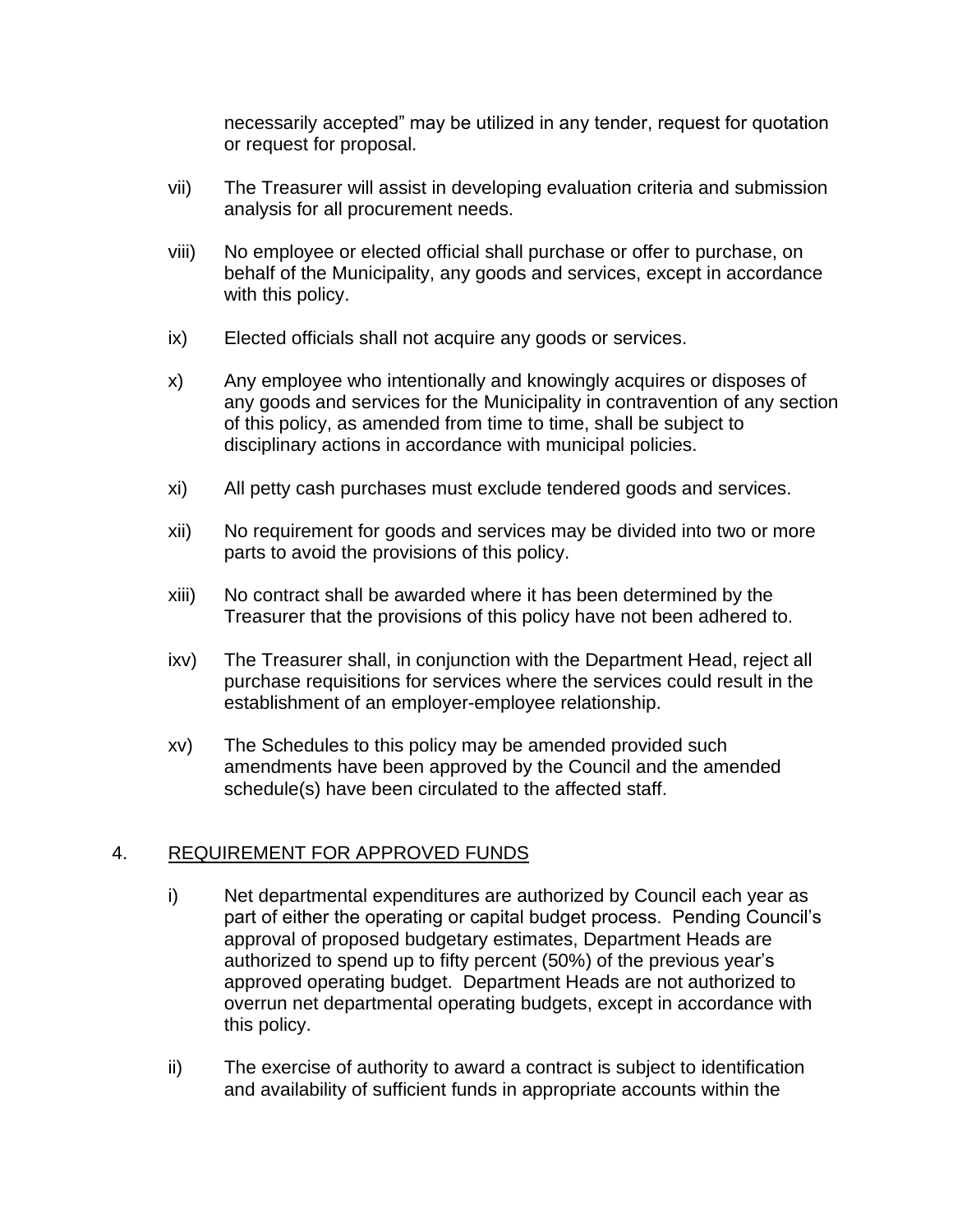necessarily accepted" may be utilized in any tender, request for quotation or request for proposal.

vii) The Treasurer will assist in developing evaluation criteria and submission analysis for all procurement needs.

viii) No employee or elected official shall purchase or offer to purchase, on behalf of the Municipality, any goods and services, except in accordance with this policy.

ix) Elected officials shall not acquire any goods or services.

x) Any employee who intentionally and knowingly acquires or disposes of any goods and services for the Municipality in contravention of any section of this policy, as amended from time to time, shall be subject to disciplinary actions in accordance with municipal policies.

xi) All petty cash purchases must exclude tendered goods and services.

xii) No requirement for goods and services may be divided into two or more parts to avoid the provisions of this policy.

xiii) No contract shall be awarded where it has been determined by the Treasurer that the provisions of this policy have not been adhered to.

ixv) The Treasurer shall, in conjunction with the Department Head, reject all purchase requisitions for services where the services could result in the establishment of an employer-employee relationship.

xv) The Schedules to this policy may be amended provided such amendments have been approved by the Council and the amended schedule(s) have been circulated to the affected staff.

## 4. REQUIREMENT FOR APPROVED FUNDS

i) Net departmental expenditures are authorized by Council each year as part of either the operating or capital budget process. Pending Council's approval of proposed budgetary estimates, Department Heads are authorized to spend up to fifty percent (50%) of the previous year's approved operating budget. Department Heads are not authorized to overrun net departmental operating budgets, except in accordance with this policy.

ii) The exercise of authority to award a contract is subject to identification and availability of sufficient funds in appropriate accounts within the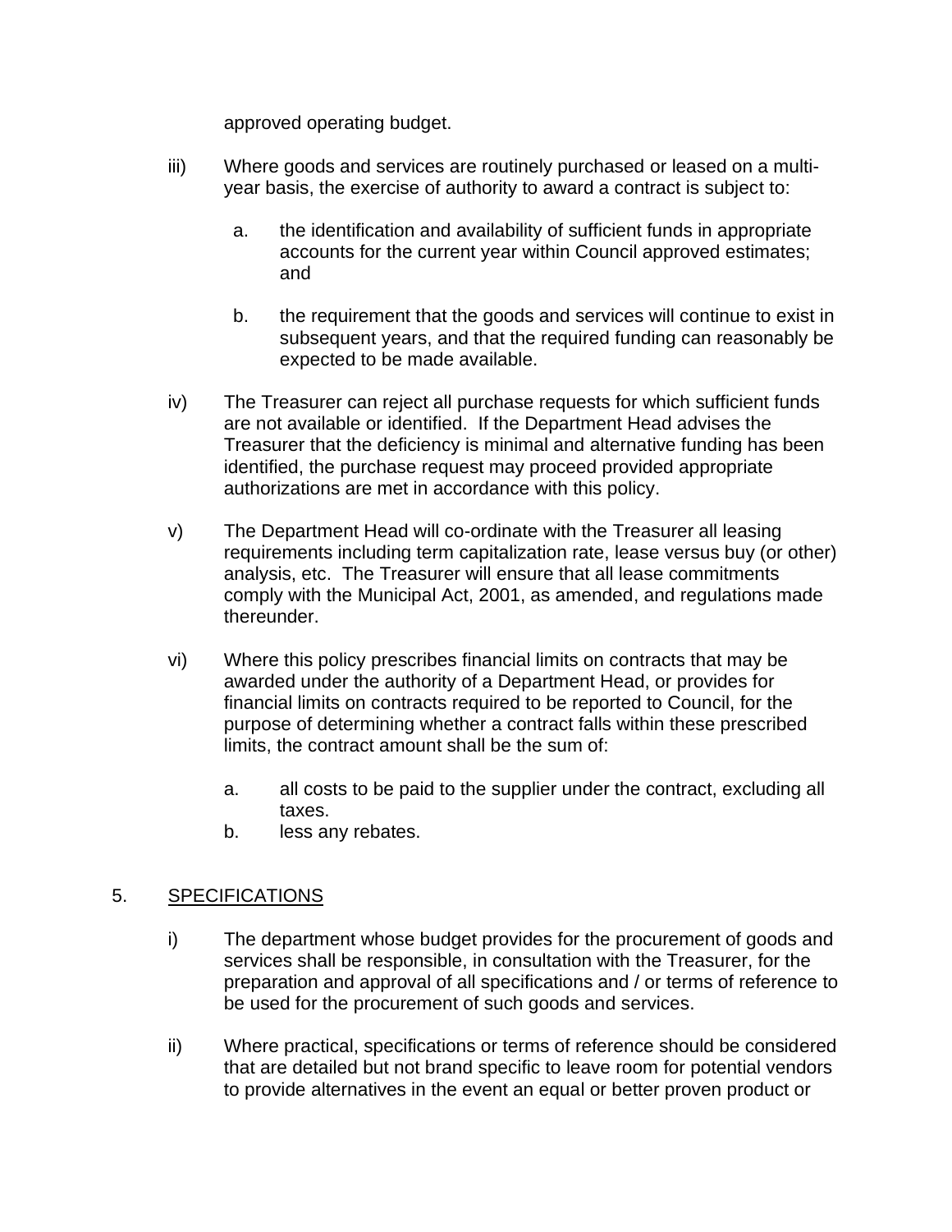approved operating budget.

iii) Where goods and services are routinely purchased or leased on a multi-year basis, the exercise of authority to award a contract is subject to:

   a. the identification and availability of sufficient funds in appropriate accounts for the current year within Council approved estimates; and

   b. the requirement that the goods and services will continue to exist in subsequent years, and that the required funding can reasonably be expected to be made available.

iv) The Treasurer can reject all purchase requests for which sufficient funds are not available or identified. If the Department Head advises the Treasurer that the deficiency is minimal and alternative funding has been identified, the purchase request may proceed provided appropriate authorizations are met in accordance with this policy.

v) The Department Head will co-ordinate with the Treasurer all leasing requirements including term capitalization rate, lease versus buy (or other) analysis, etc. The Treasurer will ensure that all lease commitments comply with the Municipal Act, 2001, as amended, and regulations made thereunder.

vi) Where this policy prescribes financial limits on contracts that may be awarded under the authority of a Department Head, or provides for financial limits on contracts required to be reported to Council, for the purpose of determining whether a contract falls within these prescribed limits, the contract amount shall be the sum of:

   a. all costs to be paid to the supplier under the contract, excluding all taxes.
   b. less any rebates.

## 5. SPECIFICATIONS

i) The department whose budget provides for the procurement of goods and services shall be responsible, in consultation with the Treasurer, for the preparation and approval of all specifications and / or terms of reference to be used for the procurement of such goods and services.

ii) Where practical, specifications or terms of reference should be considered that are detailed but not brand specific to leave room for potential vendors to provide alternatives in the event an equal or better proven product or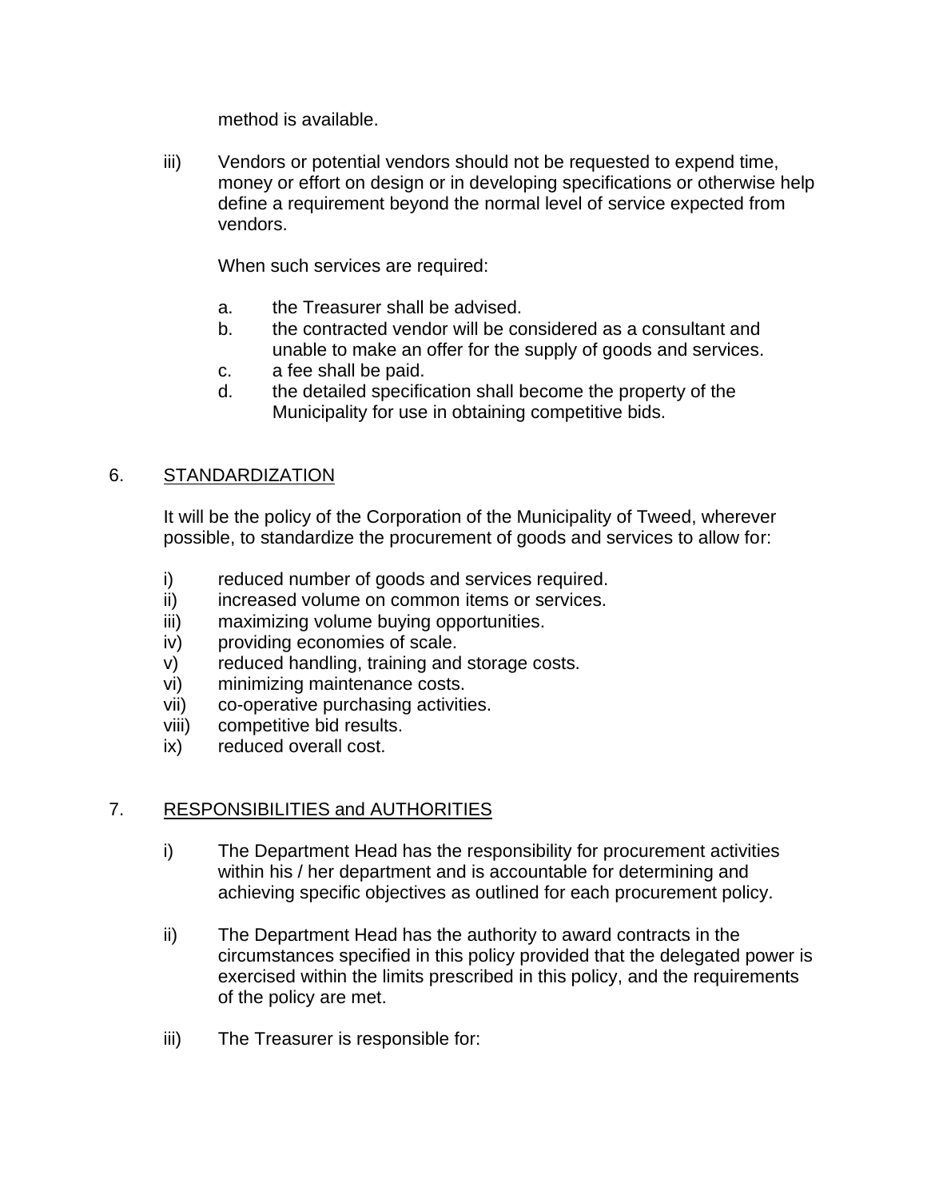method is available.

iii) Vendors or potential vendors should not be requested to expend time, money or effort on design or in developing specifications or otherwise help define a requirement beyond the normal level of service expected from vendors.

When such services are required:

a. the Treasurer shall be advised.
b. the contracted vendor will be considered as a consultant and unable to make an offer for the supply of goods and services.
c. a fee shall be paid.
d. the detailed specification shall become the property of the Municipality for use in obtaining competitive bids.

## 6. STANDARDIZATION

It will be the policy of the Corporation of the Municipality of Tweed, wherever possible, to standardize the procurement of goods and services to allow for:

i) reduced number of goods and services required.
ii) increased volume on common items or services.
iii) maximizing volume buying opportunities.
iv) providing economies of scale.
v) reduced handling, training and storage costs.
vi) minimizing maintenance costs.
vii) co-operative purchasing activities.
viii) competitive bid results.
ix) reduced overall cost.

## 7. RESPONSIBILITIES and AUTHORITIES

i) The Department Head has the responsibility for procurement activities within his / her department and is accountable for determining and achieving specific objectives as outlined for each procurement policy.

ii) The Department Head has the authority to award contracts in the circumstances specified in this policy provided that the delegated power is exercised within the limits prescribed in this policy, and the requirements of the policy are met.

iii) The Treasurer is responsible for: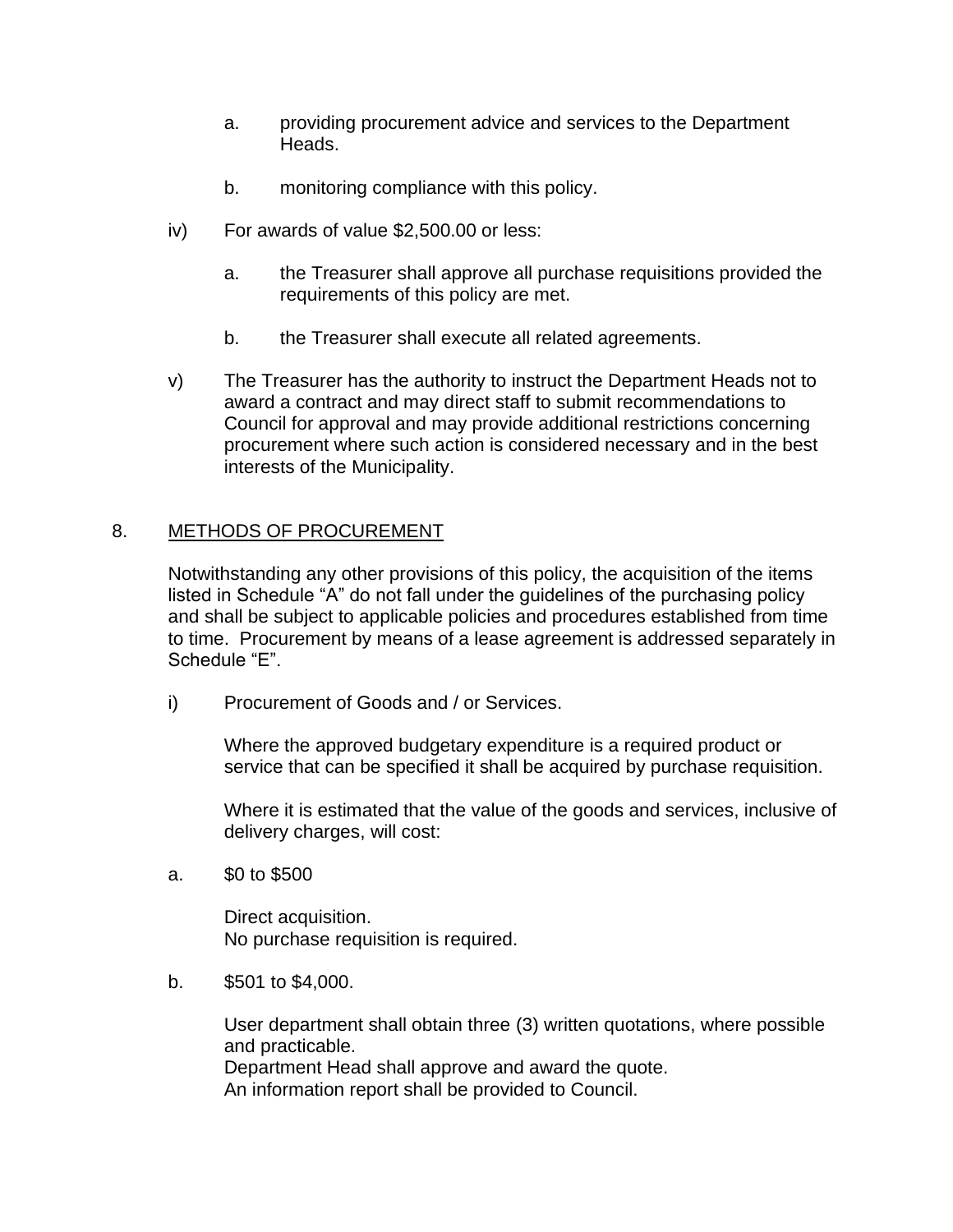a. providing procurement advice and services to the Department Heads.

b. monitoring compliance with this policy.

iv) For awards of value $2,500.00 or less:

a. the Treasurer shall approve all purchase requisitions provided the requirements of this policy are met.

b. the Treasurer shall execute all related agreements.

v) The Treasurer has the authority to instruct the Department Heads not to award a contract and may direct staff to submit recommendations to Council for approval and may provide additional restrictions concerning procurement where such action is considered necessary and in the best interests of the Municipality.

## 8. METHODS OF PROCUREMENT

Notwithstanding any other provisions of this policy, the acquisition of the items listed in Schedule “A” do not fall under the guidelines of the purchasing policy and shall be subject to applicable policies and procedures established from time to time. Procurement by means of a lease agreement is addressed separately in Schedule “E”.

i) Procurement of Goods and / or Services.

Where the approved budgetary expenditure is a required product or service that can be specified it shall be acquired by purchase requisition.

Where it is estimated that the value of the goods and services, inclusive of delivery charges, will cost:

a. $0 to $500

Direct acquisition.
No purchase requisition is required.

b. $501 to $4,000.

User department shall obtain three (3) written quotations, where possible and practicable.
Department Head shall approve and award the quote.
An information report shall be provided to Council.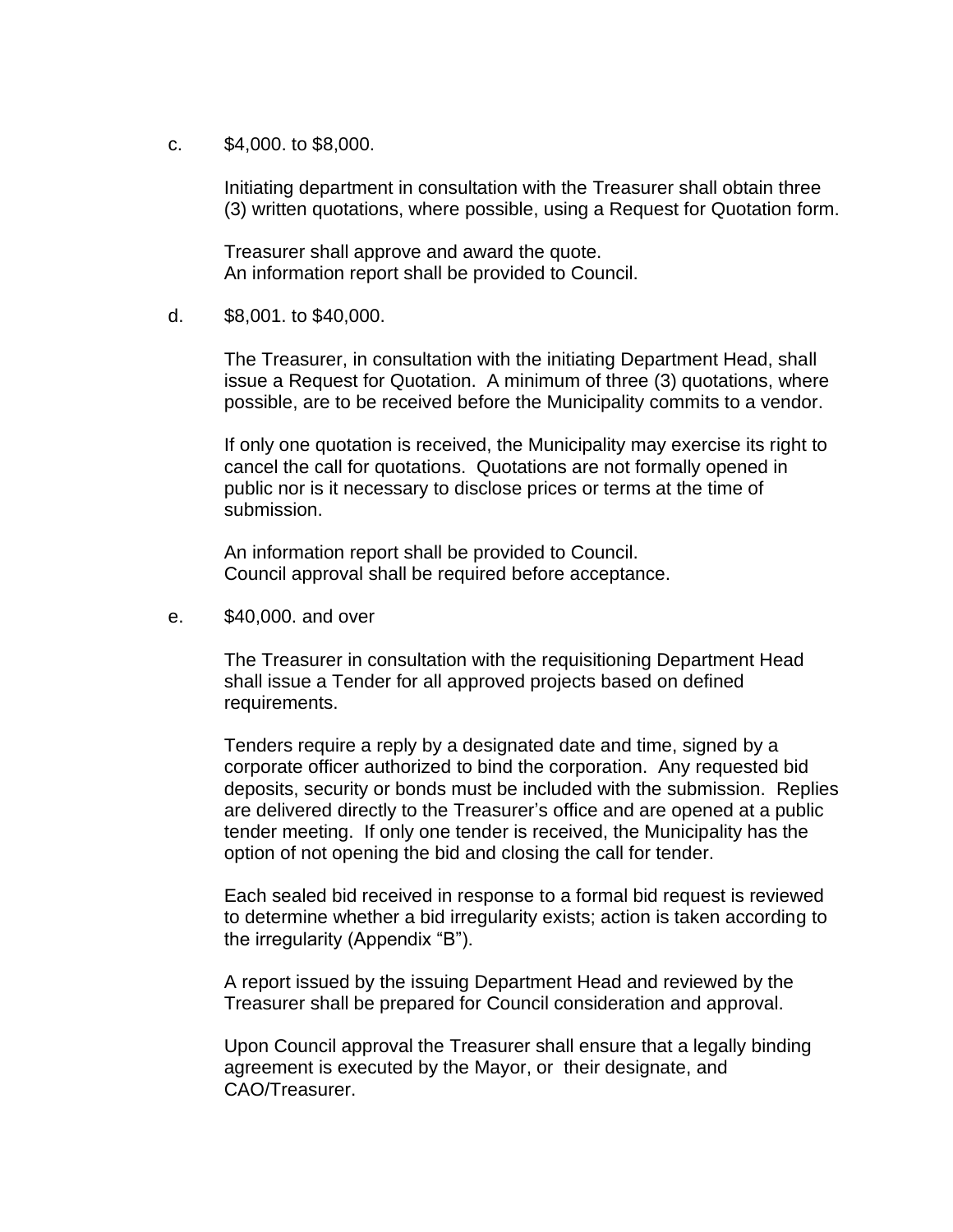c. $4,000. to $8,000.

Initiating department in consultation with the Treasurer shall obtain three (3) written quotations, where possible, using a Request for Quotation form.

Treasurer shall approve and award the quote.
An information report shall be provided to Council.

d. $8,001. to $40,000.

The Treasurer, in consultation with the initiating Department Head, shall issue a Request for Quotation. A minimum of three (3) quotations, where possible, are to be received before the Municipality commits to a vendor.

If only one quotation is received, the Municipality may exercise its right to cancel the call for quotations. Quotations are not formally opened in public nor is it necessary to disclose prices or terms at the time of submission.

An information report shall be provided to Council.
Council approval shall be required before acceptance.

e. $40,000. and over

The Treasurer in consultation with the requisitioning Department Head shall issue a Tender for all approved projects based on defined requirements.

Tenders require a reply by a designated date and time, signed by a corporate officer authorized to bind the corporation. Any requested bid deposits, security or bonds must be included with the submission. Replies are delivered directly to the Treasurer's office and are opened at a public tender meeting. If only one tender is received, the Municipality has the option of not opening the bid and closing the call for tender.

Each sealed bid received in response to a formal bid request is reviewed to determine whether a bid irregularity exists; action is taken according to the irregularity (Appendix "B").

A report issued by the issuing Department Head and reviewed by the Treasurer shall be prepared for Council consideration and approval.

Upon Council approval the Treasurer shall ensure that a legally binding agreement is executed by the Mayor, or their designate, and CAO/Treasurer.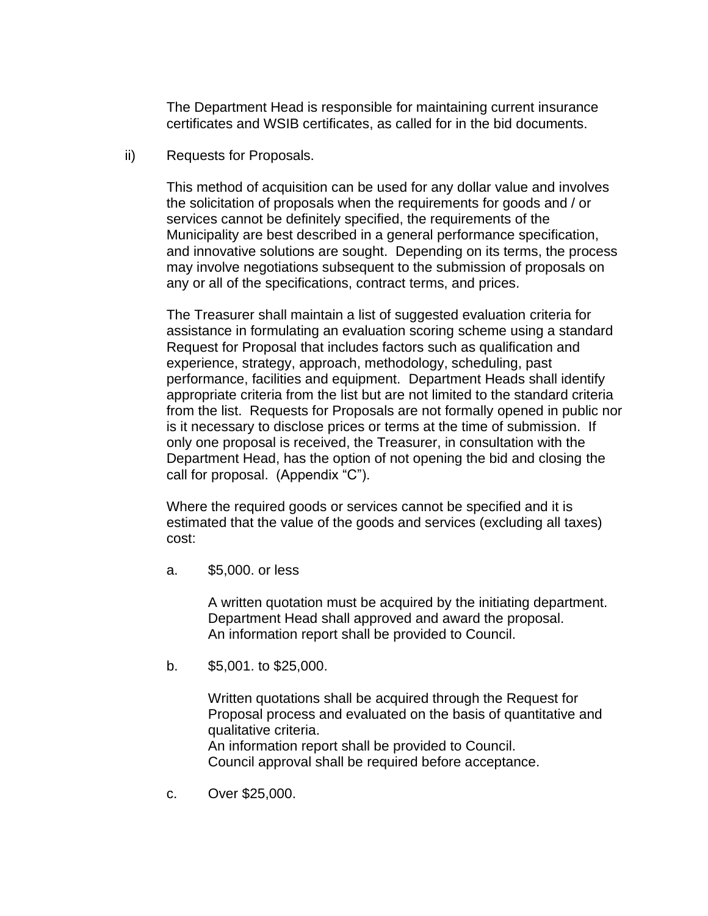The Department Head is responsible for maintaining current insurance certificates and WSIB certificates, as called for in the bid documents.

ii) Requests for Proposals.

This method of acquisition can be used for any dollar value and involves the solicitation of proposals when the requirements for goods and / or services cannot be definitely specified, the requirements of the Municipality are best described in a general performance specification, and innovative solutions are sought. Depending on its terms, the process may involve negotiations subsequent to the submission of proposals on any or all of the specifications, contract terms, and prices.

The Treasurer shall maintain a list of suggested evaluation criteria for assistance in formulating an evaluation scoring scheme using a standard Request for Proposal that includes factors such as qualification and experience, strategy, approach, methodology, scheduling, past performance, facilities and equipment. Department Heads shall identify appropriate criteria from the list but are not limited to the standard criteria from the list. Requests for Proposals are not formally opened in public nor is it necessary to disclose prices or terms at the time of submission. If only one proposal is received, the Treasurer, in consultation with the Department Head, has the option of not opening the bid and closing the call for proposal. (Appendix "C").

Where the required goods or services cannot be specified and it is estimated that the value of the goods and services (excluding all taxes) cost:

a. $5,000. or less

   A written quotation must be acquired by the initiating department.
   Department Head shall approved and award the proposal.
   An information report shall be provided to Council.

b. $5,001. to $25,000.

   Written quotations shall be acquired through the Request for Proposal process and evaluated on the basis of quantitative and qualitative criteria.
   An information report shall be provided to Council.
   Council approval shall be required before acceptance.

c. Over $25,000.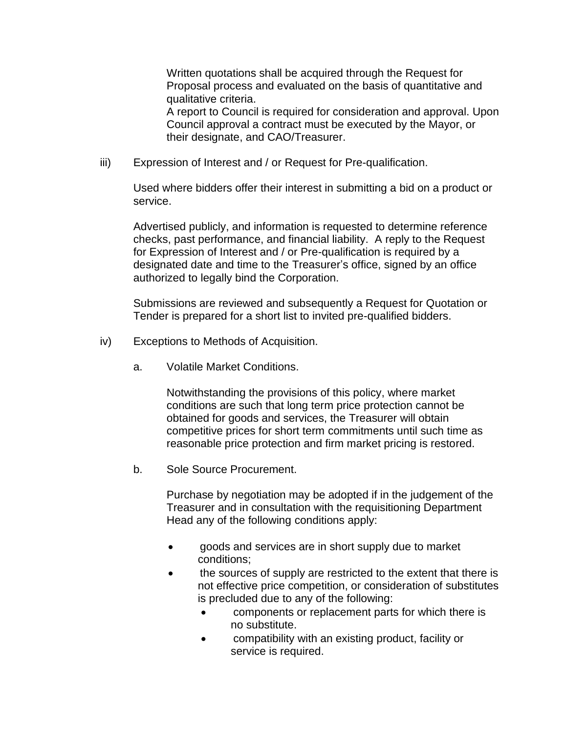Written quotations shall be acquired through the Request for Proposal process and evaluated on the basis of quantitative and qualitative criteria.
A report to Council is required for consideration and approval. Upon Council approval a contract must be executed by the Mayor, or their designate, and CAO/Treasurer.

iii) Expression of Interest and / or Request for Pre-qualification.

Used where bidders offer their interest in submitting a bid on a product or service.

Advertised publicly, and information is requested to determine reference checks, past performance, and financial liability. A reply to the Request for Expression of Interest and / or Pre-qualification is required by a designated date and time to the Treasurer's office, signed by an office authorized to legally bind the Corporation.

Submissions are reviewed and subsequently a Request for Quotation or Tender is prepared for a short list to invited pre-qualified bidders.

iv) Exceptions to Methods of Acquisition.

a. Volatile Market Conditions.

Notwithstanding the provisions of this policy, where market conditions are such that long term price protection cannot be obtained for goods and services, the Treasurer will obtain competitive prices for short term commitments until such time as reasonable price protection and firm market pricing is restored.

b. Sole Source Procurement.

Purchase by negotiation may be adopted if in the judgement of the Treasurer and in consultation with the requisitioning Department Head any of the following conditions apply:

- goods and services are in short supply due to market conditions;
- the sources of supply are restricted to the extent that there is not effective price competition, or consideration of substitutes is precluded due to any of the following:
  - components or replacement parts for which there is no substitute.
  - compatibility with an existing product, facility or service is required.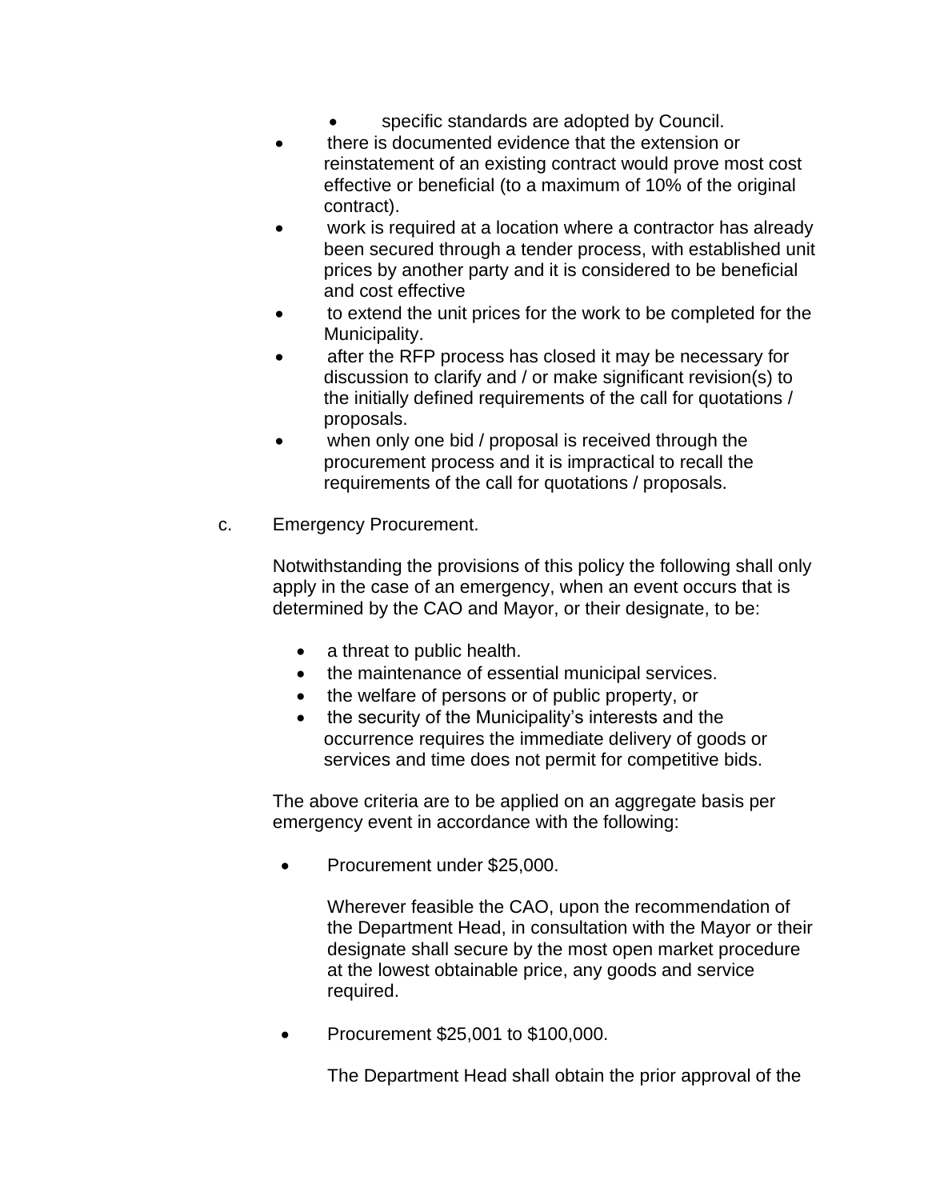- specific standards are adopted by Council.
- there is documented evidence that the extension or reinstatement of an existing contract would prove most cost effective or beneficial (to a maximum of 10% of the original contract).
- work is required at a location where a contractor has already been secured through a tender process, with established unit prices by another party and it is considered to be beneficial and cost effective
- to extend the unit prices for the work to be completed for the Municipality.
- after the RFP process has closed it may be necessary for discussion to clarify and / or make significant revision(s) to the initially defined requirements of the call for quotations / proposals.
- when only one bid / proposal is received through the procurement process and it is impractical to recall the requirements of the call for quotations / proposals.

c. Emergency Procurement.

Notwithstanding the provisions of this policy the following shall only apply in the case of an emergency, when an event occurs that is determined by the CAO and Mayor, or their designate, to be:

- a threat to public health.
- the maintenance of essential municipal services.
- the welfare of persons or of public property, or
- the security of the Municipality's interests and the occurrence requires the immediate delivery of goods or services and time does not permit for competitive bids.

The above criteria are to be applied on an aggregate basis per emergency event in accordance with the following:

- Procurement under $25,000.

  Wherever feasible the CAO, upon the recommendation of the Department Head, in consultation with the Mayor or their designate shall secure by the most open market procedure at the lowest obtainable price, any goods and service required.

- Procurement $25,001 to $100,000.

  The Department Head shall obtain the prior approval of the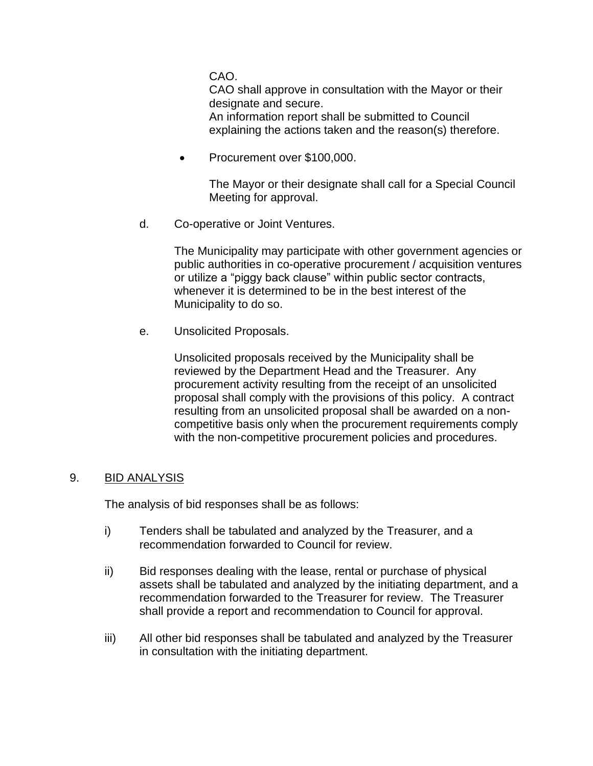CAO.
CAO shall approve in consultation with the Mayor or their designate and secure.
An information report shall be submitted to Council explaining the actions taken and the reason(s) therefore.

- Procurement over $100,000.

  The Mayor or their designate shall call for a Special Council Meeting for approval.

d. Co-operative or Joint Ventures.

   The Municipality may participate with other government agencies or public authorities in co-operative procurement / acquisition ventures or utilize a “piggy back clause” within public sector contracts, whenever it is determined to be in the best interest of the Municipality to do so.

e. Unsolicited Proposals.

   Unsolicited proposals received by the Municipality shall be reviewed by the Department Head and the Treasurer. Any procurement activity resulting from the receipt of an unsolicited proposal shall comply with the provisions of this policy. A contract resulting from an unsolicited proposal shall be awarded on a non-competitive basis only when the procurement requirements comply with the non-competitive procurement policies and procedures.

## 9. BID ANALYSIS

The analysis of bid responses shall be as follows:

i) Tenders shall be tabulated and analyzed by the Treasurer, and a recommendation forwarded to Council for review.

ii) Bid responses dealing with the lease, rental or purchase of physical assets shall be tabulated and analyzed by the initiating department, and a recommendation forwarded to the Treasurer for review. The Treasurer shall provide a report and recommendation to Council for approval.

iii) All other bid responses shall be tabulated and analyzed by the Treasurer in consultation with the initiating department.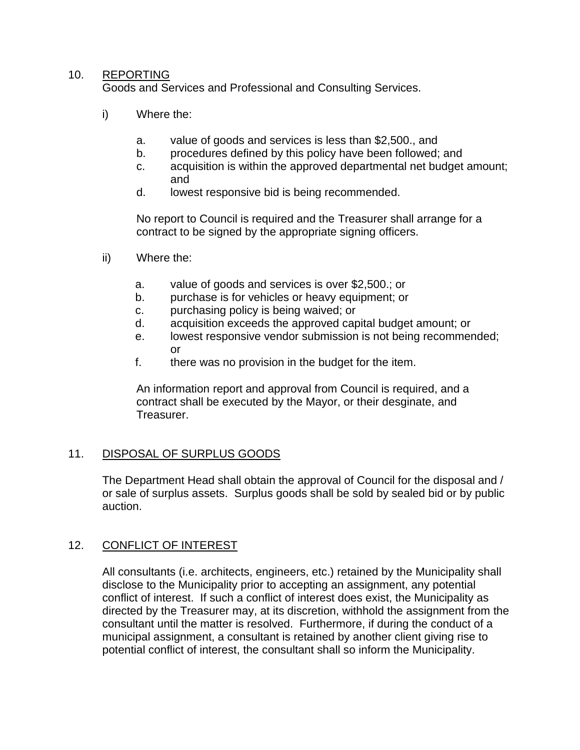10. REPORTING

Goods and Services and Professional and Consulting Services.

i) Where the:

   a. value of goods and services is less than $2,500., and
   b. procedures defined by this policy have been followed; and
   c. acquisition is within the approved departmental net budget amount; and
   d. lowest responsive bid is being recommended.

   No report to Council is required and the Treasurer shall arrange for a contract to be signed by the appropriate signing officers.

ii) Where the:

   a. value of goods and services is over $2,500.; or
   b. purchase is for vehicles or heavy equipment; or
   c. purchasing policy is being waived; or
   d. acquisition exceeds the approved capital budget amount; or
   e. lowest responsive vendor submission is not being recommended; or
   f. there was no provision in the budget for the item.

   An information report and approval from Council is required, and a contract shall be executed by the Mayor, or their desginate, and Treasurer.

11. DISPOSAL OF SURPLUS GOODS

The Department Head shall obtain the approval of Council for the disposal and / or sale of surplus assets. Surplus goods shall be sold by sealed bid or by public auction.

12. CONFLICT OF INTEREST

All consultants (i.e. architects, engineers, etc.) retained by the Municipality shall disclose to the Municipality prior to accepting an assignment, any potential conflict of interest. If such a conflict of interest does exist, the Municipality as directed by the Treasurer may, at its discretion, withhold the assignment from the consultant until the matter is resolved. Furthermore, if during the conduct of a municipal assignment, a consultant is retained by another client giving rise to potential conflict of interest, the consultant shall so inform the Municipality.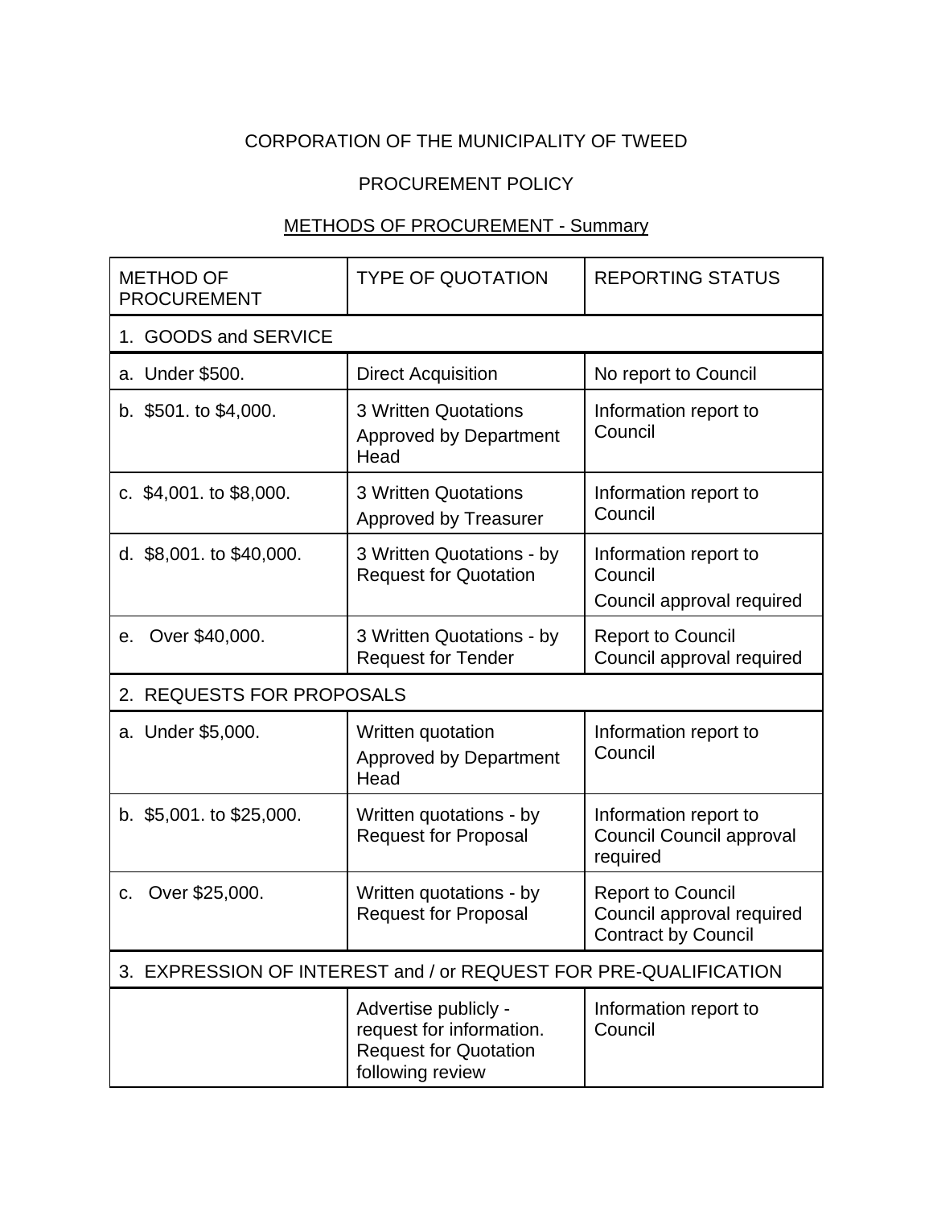# CORPORATION OF THE MUNICIPALITY OF TWEED

## PROCUREMENT POLICY

### METHODS OF PROCUREMENT - Summary

| METHOD OF PROCUREMENT | TYPE OF QUOTATION | REPORTING STATUS |
|---|---|---|
| 1. GOODS and SERVICE | | |
| a. Under $500. | Direct Acquisition | No report to Council |
| b. $501. to $4,000. | 3 Written Quotations<br>Approved by Department Head | Information report to Council |
| c. $4,001. to $8,000. | 3 Written Quotations<br>Approved by Treasurer | Information report to Council |
| d. $8,001. to $40,000. | 3 Written Quotations - by Request for Quotation | Information report to Council<br>Council approval required |
| e. Over $40,000. | 3 Written Quotations - by Request for Tender | Report to Council<br>Council approval required |
| 2. REQUESTS FOR PROPOSALS | | |
| a. Under $5,000. | Written quotation<br>Approved by Department Head | Information report to Council |
| b. $5,001. to $25,000. | Written quotations - by Request for Proposal | Information report to Council Council approval required |
| c. Over $25,000. | Written quotations - by Request for Proposal | Report to Council<br>Council approval required<br>Contract by Council |
| 3. EXPRESSION OF INTEREST and / or REQUEST FOR PRE-QUALIFICATION | | |
| | Advertise publicly - request for information. Request for Quotation following review | Information report to Council |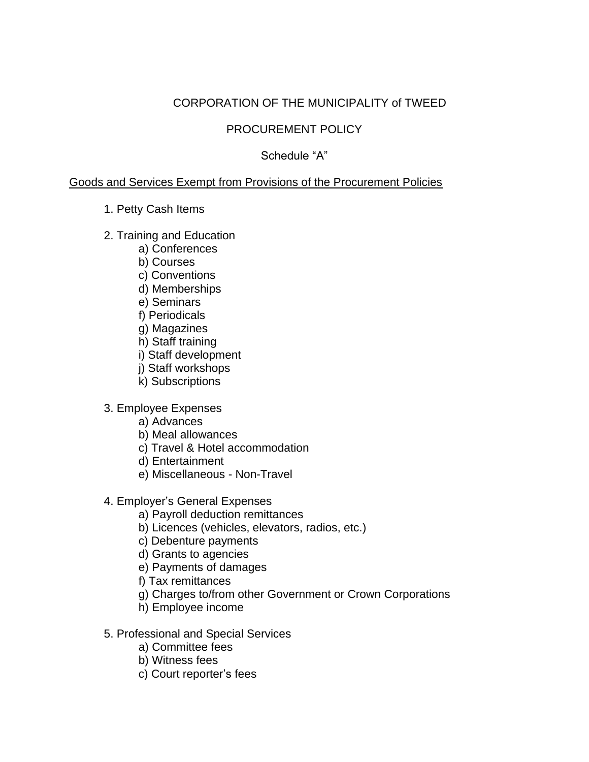CORPORATION OF THE MUNICIPALITY of TWEED

PROCUREMENT POLICY

Schedule "A"

Goods and Services Exempt from Provisions of the Procurement Policies

1. Petty Cash Items

2. Training and Education
   - a) Conferences
   - b) Courses
   - c) Conventions
   - d) Memberships
   - e) Seminars
   - f) Periodicals
   - g) Magazines
   - h) Staff training
   - i) Staff development
   - j) Staff workshops
   - k) Subscriptions

3. Employee Expenses
   - a) Advances
   - b) Meal allowances
   - c) Travel & Hotel accommodation
   - d) Entertainment
   - e) Miscellaneous - Non-Travel

4. Employer's General Expenses
   - a) Payroll deduction remittances
   - b) Licences (vehicles, elevators, radios, etc.)
   - c) Debenture payments
   - d) Grants to agencies
   - e) Payments of damages
   - f) Tax remittances
   - g) Charges to/from other Government or Crown Corporations
   - h) Employee income

5. Professional and Special Services
   - a) Committee fees
   - b) Witness fees
   - c) Court reporter's fees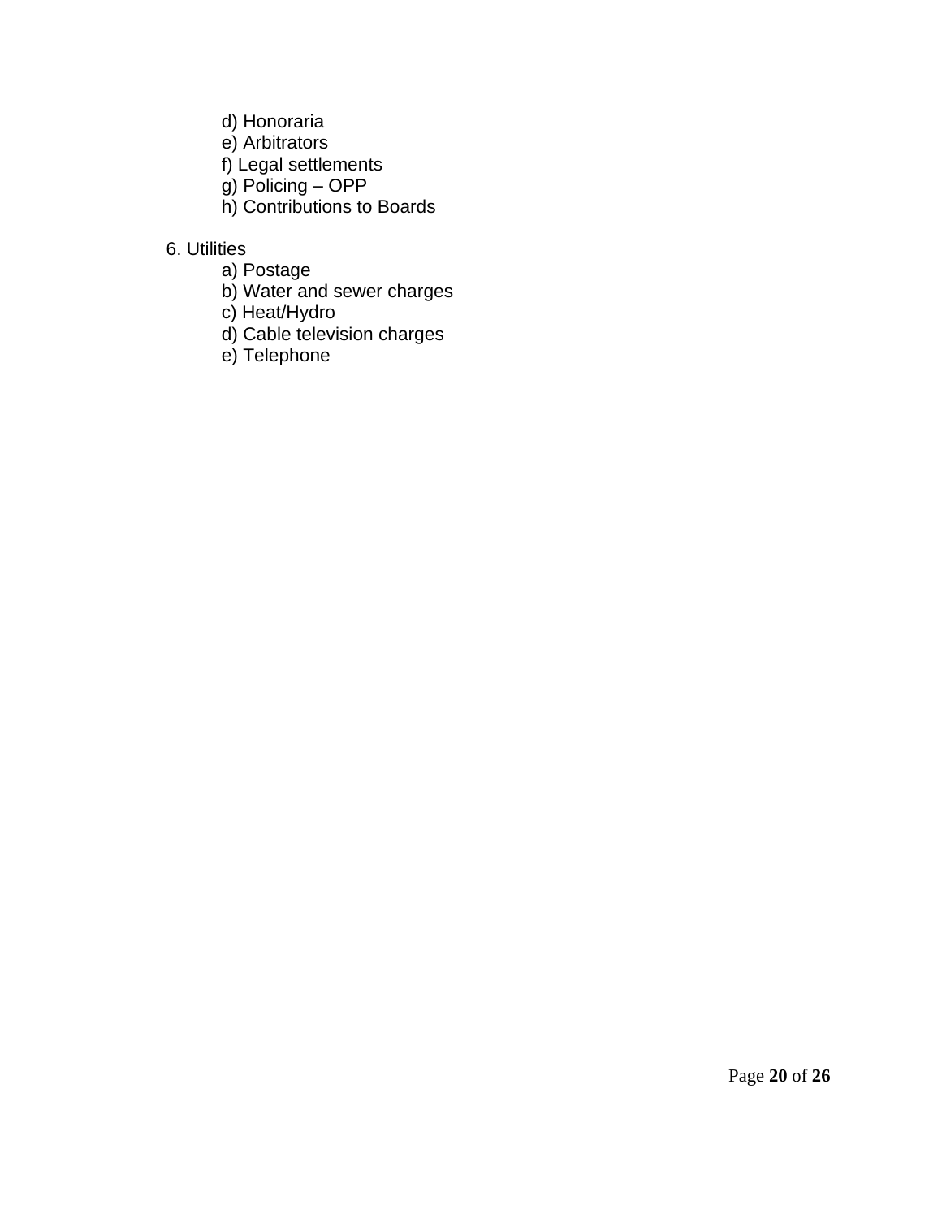- d) Honoraria
    - e) Arbitrators
    - f) Legal settlements
    - g) Policing – OPP
    - h) Contributions to Boards

6. Utilities
    - a) Postage
    - b) Water and sewer charges
    - c) Heat/Hydro
    - d) Cable television charges
    - e) Telephone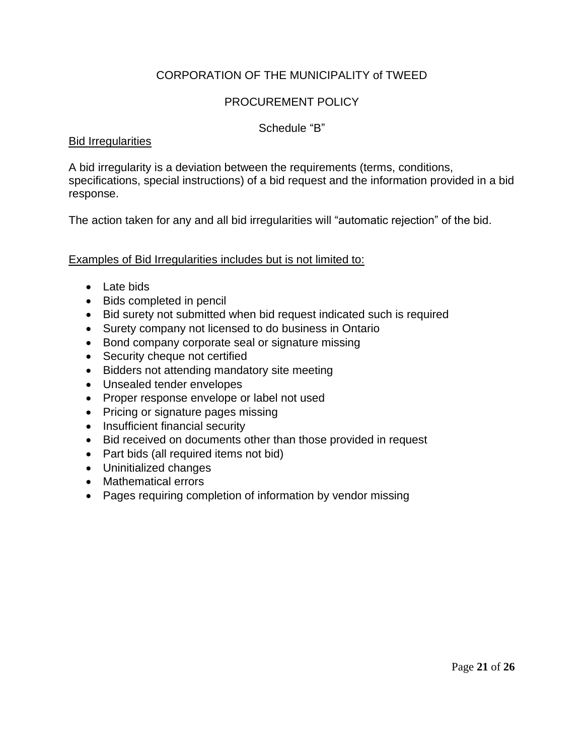CORPORATION OF THE MUNICIPALITY of TWEED

PROCUREMENT POLICY

Schedule "B"

Bid Irregularities

A bid irregularity is a deviation between the requirements (terms, conditions, specifications, special instructions) of a bid request and the information provided in a bid response.

The action taken for any and all bid irregularities will "automatic rejection" of the bid.

Examples of Bid Irregularities includes but is not limited to:

- Late bids
- Bids completed in pencil
- Bid surety not submitted when bid request indicated such is required
- Surety company not licensed to do business in Ontario
- Bond company corporate seal or signature missing
- Security cheque not certified
- Bidders not attending mandatory site meeting
- Unsealed tender envelopes
- Proper response envelope or label not used
- Pricing or signature pages missing
- Insufficient financial security
- Bid received on documents other than those provided in request
- Part bids (all required items not bid)
- Uninitialized changes
- Mathematical errors
- Pages requiring completion of information by vendor missing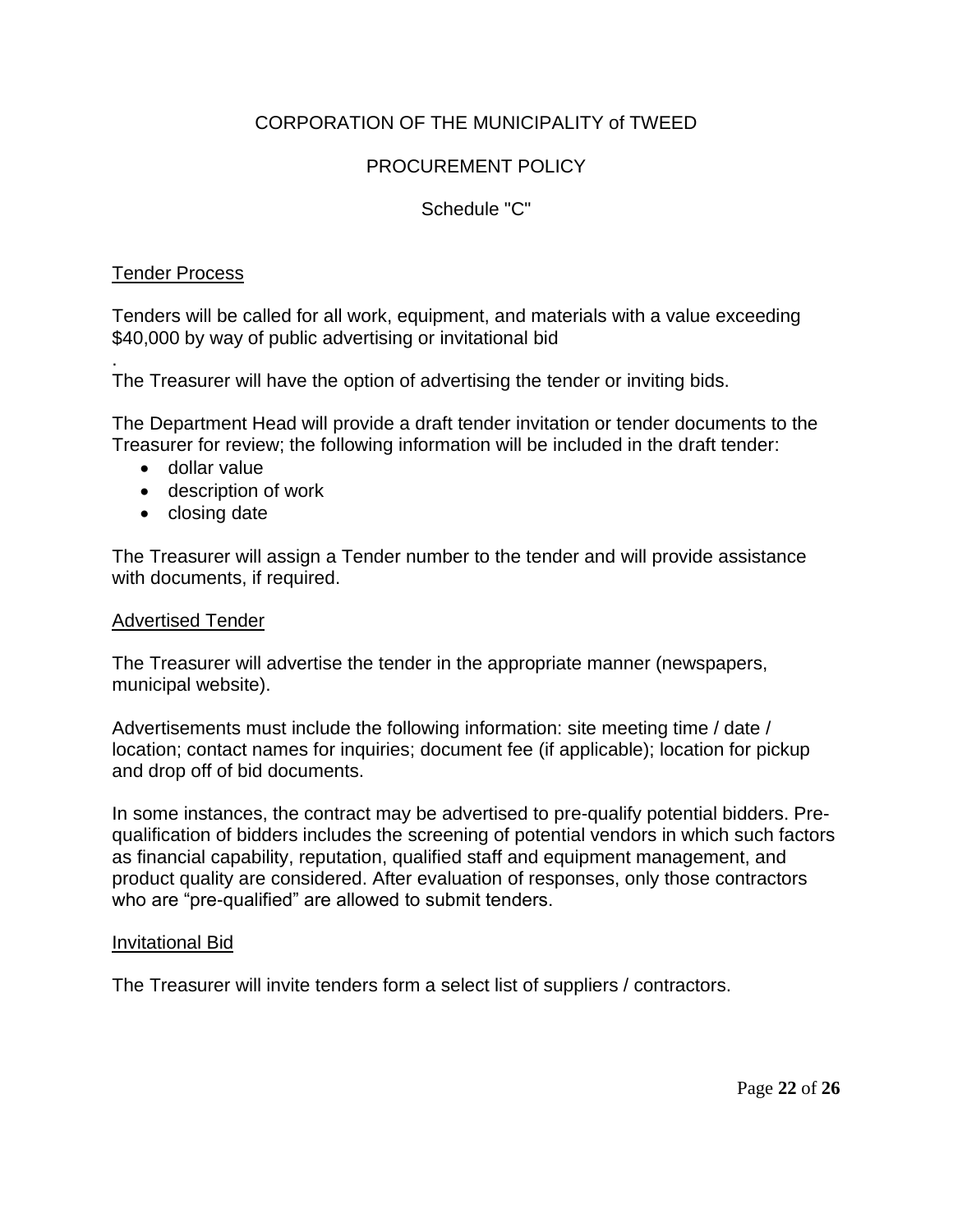CORPORATION OF THE MUNICIPALITY of TWEED

PROCUREMENT POLICY

Schedule "C"

## Tender Process

Tenders will be called for all work, equipment, and materials with a value exceeding $40,000 by way of public advertising or invitational bid

.
The Treasurer will have the option of advertising the tender or inviting bids.

The Department Head will provide a draft tender invitation or tender documents to the Treasurer for review; the following information will be included in the draft tender:

- dollar value
- description of work
- closing date

The Treasurer will assign a Tender number to the tender and will provide assistance with documents, if required.

## Advertised Tender

The Treasurer will advertise the tender in the appropriate manner (newspapers, municipal website).

Advertisements must include the following information: site meeting time / date / location; contact names for inquiries; document fee (if applicable); location for pickup and drop off of bid documents.

In some instances, the contract may be advertised to pre-qualify potential bidders. Pre-qualification of bidders includes the screening of potential vendors in which such factors as financial capability, reputation, qualified staff and equipment management, and product quality are considered. After evaluation of responses, only those contractors who are "pre-qualified" are allowed to submit tenders.

## Invitational Bid

The Treasurer will invite tenders form a select list of suppliers / contractors.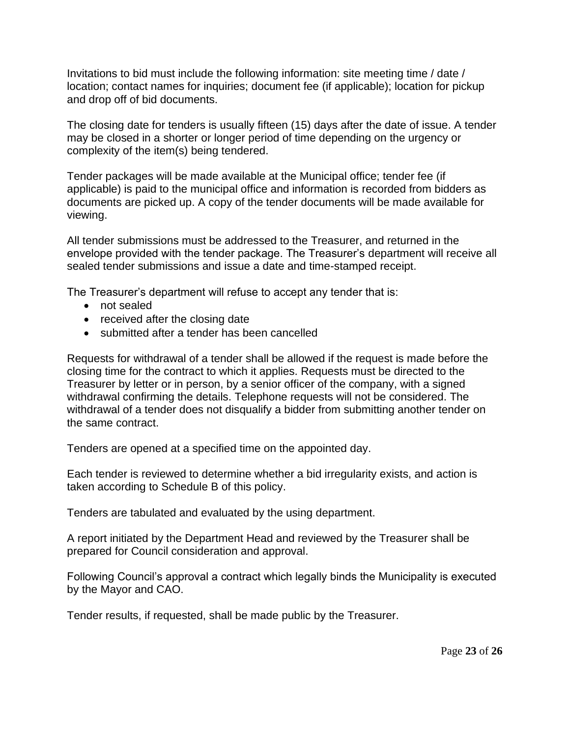Invitations to bid must include the following information: site meeting time / date / location; contact names for inquiries; document fee (if applicable); location for pickup and drop off of bid documents.

The closing date for tenders is usually fifteen (15) days after the date of issue. A tender may be closed in a shorter or longer period of time depending on the urgency or complexity of the item(s) being tendered.

Tender packages will be made available at the Municipal office; tender fee (if applicable) is paid to the municipal office and information is recorded from bidders as documents are picked up. A copy of the tender documents will be made available for viewing.

All tender submissions must be addressed to the Treasurer, and returned in the envelope provided with the tender package. The Treasurer's department will receive all sealed tender submissions and issue a date and time-stamped receipt.

The Treasurer's department will refuse to accept any tender that is:

- not sealed
- received after the closing date
- submitted after a tender has been cancelled

Requests for withdrawal of a tender shall be allowed if the request is made before the closing time for the contract to which it applies. Requests must be directed to the Treasurer by letter or in person, by a senior officer of the company, with a signed withdrawal confirming the details. Telephone requests will not be considered. The withdrawal of a tender does not disqualify a bidder from submitting another tender on the same contract.

Tenders are opened at a specified time on the appointed day.

Each tender is reviewed to determine whether a bid irregularity exists, and action is taken according to Schedule B of this policy.

Tenders are tabulated and evaluated by the using department.

A report initiated by the Department Head and reviewed by the Treasurer shall be prepared for Council consideration and approval.

Following Council's approval a contract which legally binds the Municipality is executed by the Mayor and CAO.

Tender results, if requested, shall be made public by the Treasurer.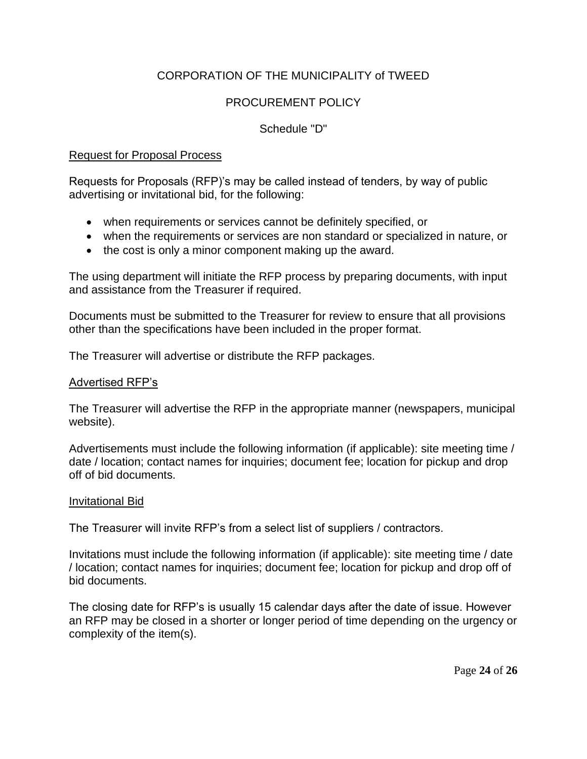CORPORATION OF THE MUNICIPALITY of TWEED

PROCUREMENT POLICY

Schedule "D"

## Request for Proposal Process

Requests for Proposals (RFP)'s may be called instead of tenders, by way of public advertising or invitational bid, for the following:

- when requirements or services cannot be definitely specified, or
- when the requirements or services are non standard or specialized in nature, or
- the cost is only a minor component making up the award.

The using department will initiate the RFP process by preparing documents, with input and assistance from the Treasurer if required.

Documents must be submitted to the Treasurer for review to ensure that all provisions other than the specifications have been included in the proper format.

The Treasurer will advertise or distribute the RFP packages.

## Advertised RFP's

The Treasurer will advertise the RFP in the appropriate manner (newspapers, municipal website).

Advertisements must include the following information (if applicable): site meeting time / date / location; contact names for inquiries; document fee; location for pickup and drop off of bid documents.

## Invitational Bid

The Treasurer will invite RFP's from a select list of suppliers / contractors.

Invitations must include the following information (if applicable): site meeting time / date / location; contact names for inquiries; document fee; location for pickup and drop off of bid documents.

The closing date for RFP's is usually 15 calendar days after the date of issue. However an RFP may be closed in a shorter or longer period of time depending on the urgency or complexity of the item(s).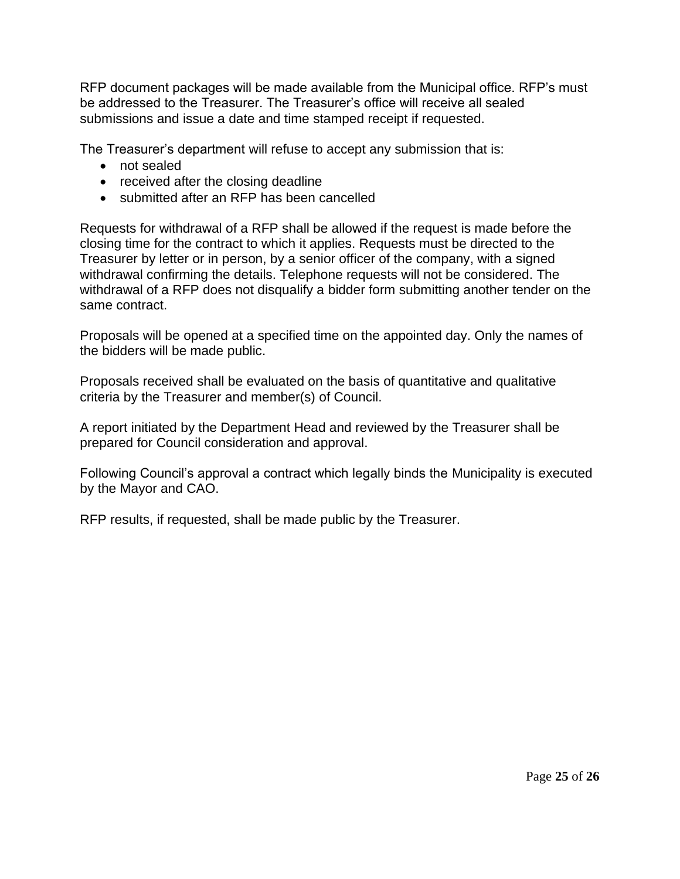RFP document packages will be made available from the Municipal office. RFP's must be addressed to the Treasurer. The Treasurer's office will receive all sealed submissions and issue a date and time stamped receipt if requested.

The Treasurer's department will refuse to accept any submission that is:

- not sealed
- received after the closing deadline
- submitted after an RFP has been cancelled

Requests for withdrawal of a RFP shall be allowed if the request is made before the closing time for the contract to which it applies. Requests must be directed to the Treasurer by letter or in person, by a senior officer of the company, with a signed withdrawal confirming the details. Telephone requests will not be considered. The withdrawal of a RFP does not disqualify a bidder form submitting another tender on the same contract.

Proposals will be opened at a specified time on the appointed day. Only the names of the bidders will be made public.

Proposals received shall be evaluated on the basis of quantitative and qualitative criteria by the Treasurer and member(s) of Council.

A report initiated by the Department Head and reviewed by the Treasurer shall be prepared for Council consideration and approval.

Following Council's approval a contract which legally binds the Municipality is executed by the Mayor and CAO.

RFP results, if requested, shall be made public by the Treasurer.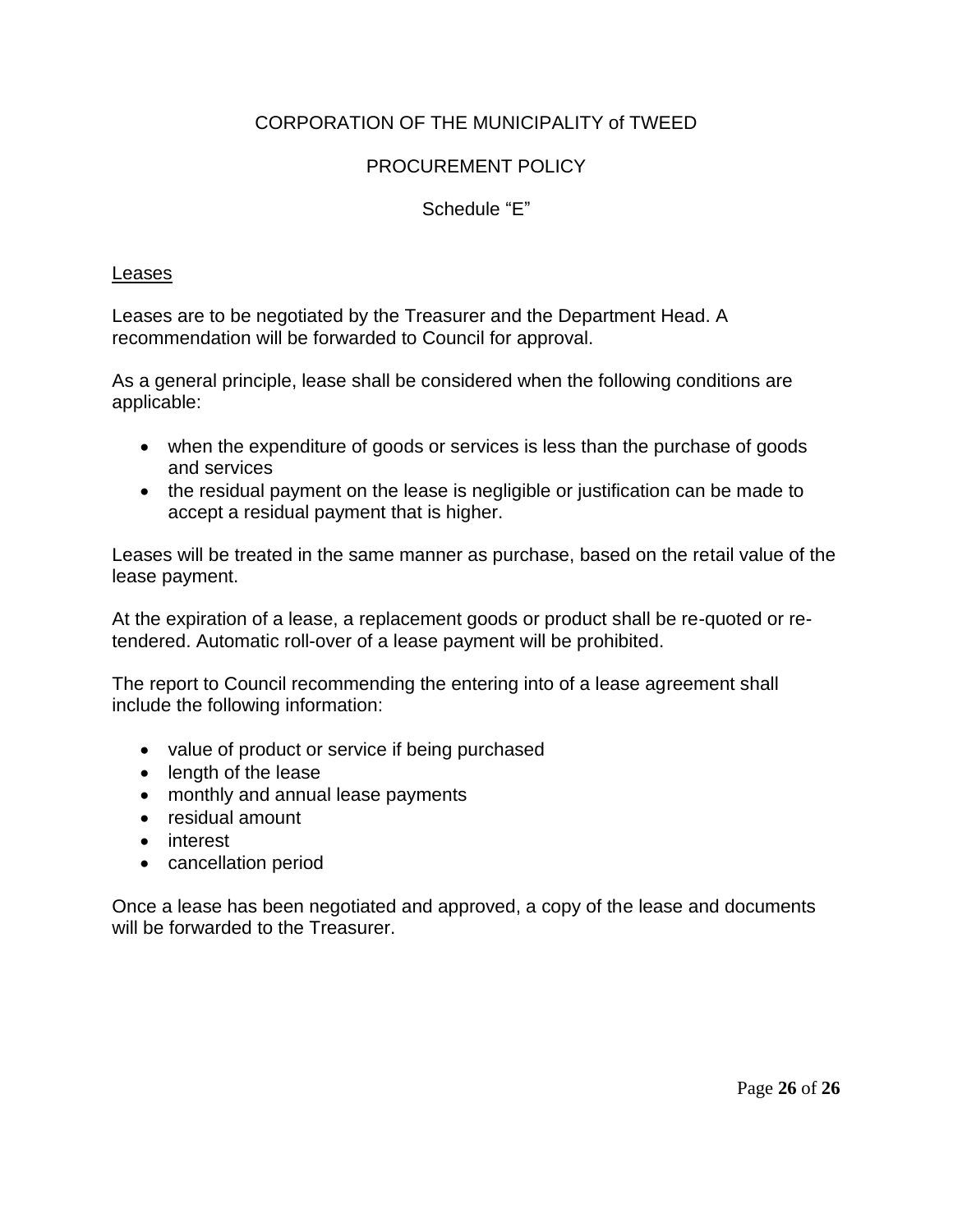CORPORATION OF THE MUNICIPALITY of TWEED

PROCUREMENT POLICY

Schedule "E"

## Leases

Leases are to be negotiated by the Treasurer and the Department Head. A recommendation will be forwarded to Council for approval.

As a general principle, lease shall be considered when the following conditions are applicable:

- when the expenditure of goods or services is less than the purchase of goods and services
- the residual payment on the lease is negligible or justification can be made to accept a residual payment that is higher.

Leases will be treated in the same manner as purchase, based on the retail value of the lease payment.

At the expiration of a lease, a replacement goods or product shall be re-quoted or re-tendered. Automatic roll-over of a lease payment will be prohibited.

The report to Council recommending the entering into of a lease agreement shall include the following information:

- value of product or service if being purchased
- length of the lease
- monthly and annual lease payments
- residual amount
- interest
- cancellation period

Once a lease has been negotiated and approved, a copy of the lease and documents will be forwarded to the Treasurer.